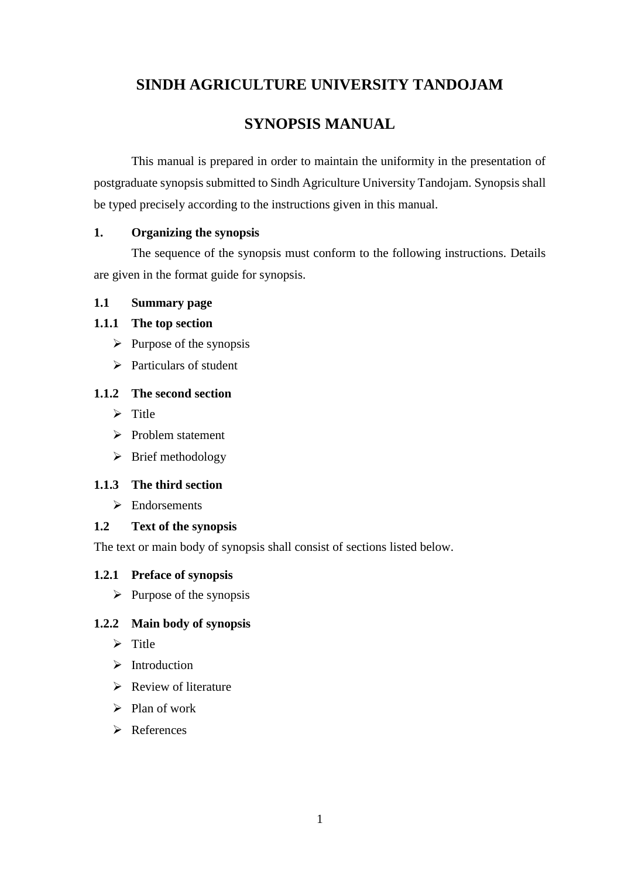# SINDH AGRICULTURE UNIVERSITY TANDOJAM

# SYNOPSIS MANUAL

This manual is prepared in order to maintain the uniformity in the presentation of postgraduate synopsis submitted to Sindh Agriculture University Tandojam. Synopsis shall be typed precisely according to the instructions given in this manual.

## 1. Organizing the synopsis

The sequence of the synopsis must conform to the following instructions. Details are given in the format guide for synopsis.

### 1.1 Summary page

#### 1.1.1 The top section

- Purpose of the synopsis
- Particulars of student

#### 1.1.2 The second section

- Title
- Problem statement
- Brief methodology

#### 1.1.3 The third section

- Endorsements

### 1.2 Text of the synopsis

The text or main body of synopsis shall consist of sections listed below.

#### 1.2.1 Preface of synopsis

- Purpose of the synopsis

#### 1.2.2 Main body of synopsis

- Title
- Introduction
- Review of literature
- Plan of work
- References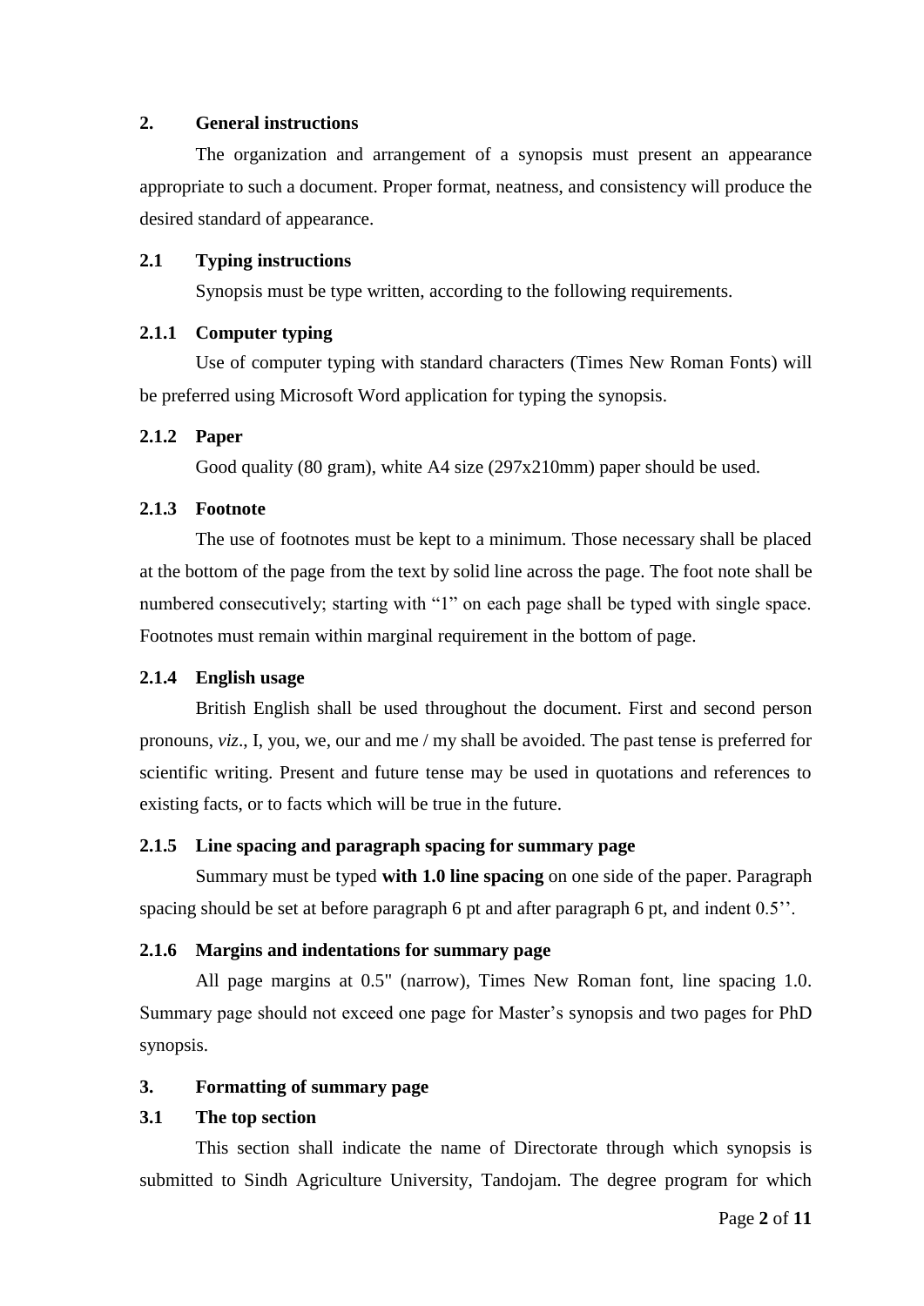## 2. General instructions

The organization and arrangement of a synopsis must present an appearance appropriate to such a document. Proper format, neatness, and consistency will produce the desired standard of appearance.

### 2.1 Typing instructions

Synopsis must be type written, according to the following requirements.

#### 2.1.1 Computer typing

Use of computer typing with standard characters (Times New Roman Fonts) will be preferred using Microsoft Word application for typing the synopsis.

#### 2.1.2 Paper

Good quality (80 gram), white A4 size (297x210mm) paper should be used.

#### 2.1.3 Footnote

The use of footnotes must be kept to a minimum. Those necessary shall be placed at the bottom of the page from the text by solid line across the page. The foot note shall be numbered consecutively; starting with "1" on each page shall be typed with single space. Footnotes must remain within marginal requirement in the bottom of page.

#### 2.1.4 English usage

British English shall be used throughout the document. First and second person pronouns, *viz*., I, you, we, our and me / my shall be avoided. The past tense is preferred for scientific writing. Present and future tense may be used in quotations and references to existing facts, or to facts which will be true in the future.

#### 2.1.5 Line spacing and paragraph spacing for summary page

Summary must be typed **with 1.0 line spacing** on one side of the paper. Paragraph spacing should be set at before paragraph 6 pt and after paragraph 6 pt, and indent 0.5''.

#### 2.1.6 Margins and indentations for summary page

All page margins at 0.5" (narrow), Times New Roman font, line spacing 1.0. Summary page should not exceed one page for Master's synopsis and two pages for PhD synopsis.

## 3. Formatting of summary page

### 3.1 The top section

This section shall indicate the name of Directorate through which synopsis is submitted to Sindh Agriculture University, Tandojam. The degree program for which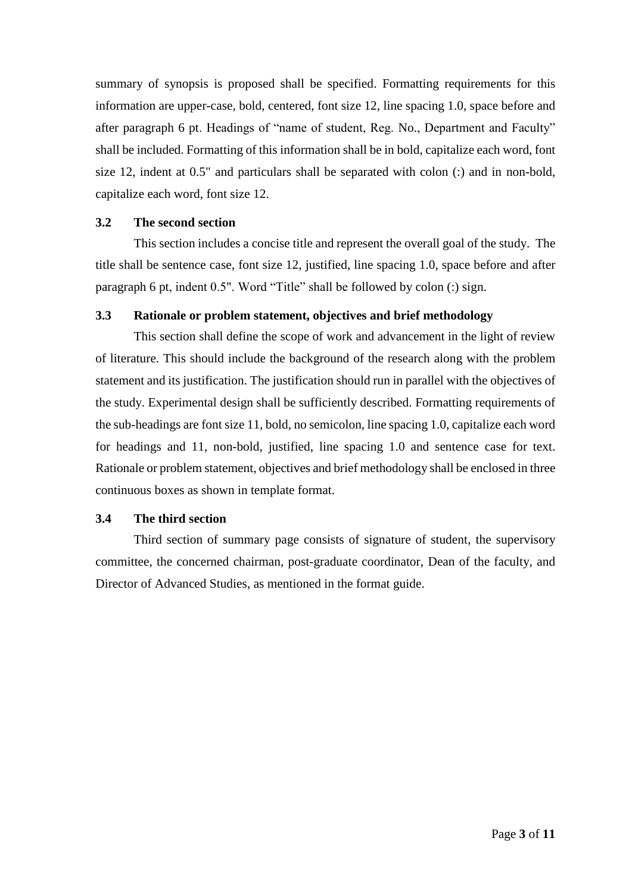summary of synopsis is proposed shall be specified. Formatting requirements for this information are upper-case, bold, centered, font size 12, line spacing 1.0, space before and after paragraph 6 pt. Headings of "name of student, Reg. No., Department and Faculty" shall be included. Formatting of this information shall be in bold, capitalize each word, font size 12, indent at 0.5" and particulars shall be separated with colon (:) and in non-bold, capitalize each word, font size 12.

### 3.2 The second section

This section includes a concise title and represent the overall goal of the study. The title shall be sentence case, font size 12, justified, line spacing 1.0, space before and after paragraph 6 pt, indent 0.5". Word "Title" shall be followed by colon (:) sign.

### 3.3 Rationale or problem statement, objectives and brief methodology

This section shall define the scope of work and advancement in the light of review of literature. This should include the background of the research along with the problem statement and its justification. The justification should run in parallel with the objectives of the study. Experimental design shall be sufficiently described. Formatting requirements of the sub-headings are font size 11, bold, no semicolon, line spacing 1.0, capitalize each word for headings and 11, non-bold, justified, line spacing 1.0 and sentence case for text. Rationale or problem statement, objectives and brief methodology shall be enclosed in three continuous boxes as shown in template format.

### 3.4 The third section

Third section of summary page consists of signature of student, the supervisory committee, the concerned chairman, post-graduate coordinator, Dean of the faculty, and Director of Advanced Studies, as mentioned in the format guide.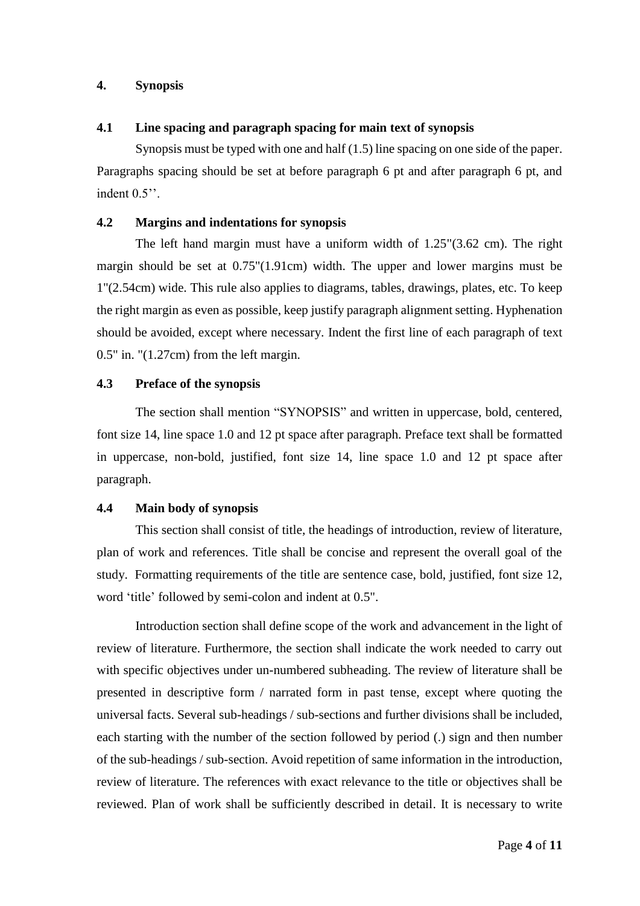## 4. Synopsis

### 4.1 Line spacing and paragraph spacing for main text of synopsis

Synopsis must be typed with one and half (1.5) line spacing on one side of the paper. Paragraphs spacing should be set at before paragraph 6 pt and after paragraph 6 pt, and indent 0.5’’.

### 4.2 Margins and indentations for synopsis

The left hand margin must have a uniform width of 1.25"(3.62 cm). The right margin should be set at 0.75"(1.91cm) width. The upper and lower margins must be 1"(2.54cm) wide. This rule also applies to diagrams, tables, drawings, plates, etc. To keep the right margin as even as possible, keep justify paragraph alignment setting. Hyphenation should be avoided, except where necessary. Indent the first line of each paragraph of text 0.5" in. "(1.27cm) from the left margin.

### 4.3 Preface of the synopsis

The section shall mention “SYNOPSIS” and written in uppercase, bold, centered, font size 14, line space 1.0 and 12 pt space after paragraph. Preface text shall be formatted in uppercase, non-bold, justified, font size 14, line space 1.0 and 12 pt space after paragraph.

### 4.4 Main body of synopsis

This section shall consist of title, the headings of introduction, review of literature, plan of work and references. Title shall be concise and represent the overall goal of the study. Formatting requirements of the title are sentence case, bold, justified, font size 12, word ‘title’ followed by semi-colon and indent at 0.5".

Introduction section shall define scope of the work and advancement in the light of review of literature. Furthermore, the section shall indicate the work needed to carry out with specific objectives under un-numbered subheading. The review of literature shall be presented in descriptive form / narrated form in past tense, except where quoting the universal facts. Several sub-headings / sub-sections and further divisions shall be included, each starting with the number of the section followed by period (.) sign and then number of the sub-headings / sub-section. Avoid repetition of same information in the introduction, review of literature. The references with exact relevance to the title or objectives shall be reviewed. Plan of work shall be sufficiently described in detail. It is necessary to write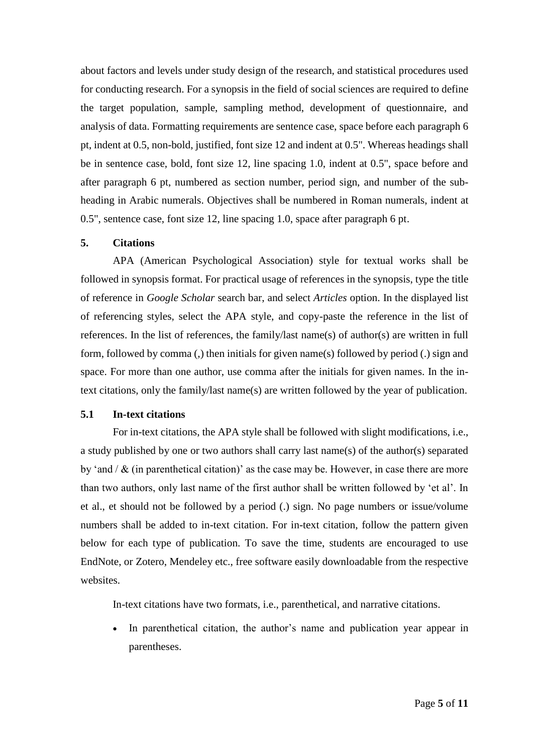about factors and levels under study design of the research, and statistical procedures used for conducting research. For a synopsis in the field of social sciences are required to define the target population, sample, sampling method, development of questionnaire, and analysis of data. Formatting requirements are sentence case, space before each paragraph 6 pt, indent at 0.5, non-bold, justified, font size 12 and indent at 0.5". Whereas headings shall be in sentence case, bold, font size 12, line spacing 1.0, indent at 0.5", space before and after paragraph 6 pt, numbered as section number, period sign, and number of the sub-heading in Arabic numerals. Objectives shall be numbered in Roman numerals, indent at 0.5", sentence case, font size 12, line spacing 1.0, space after paragraph 6 pt.

## 5. Citations

APA (American Psychological Association) style for textual works shall be followed in synopsis format. For practical usage of references in the synopsis, type the title of reference in *Google Scholar* search bar, and select *Articles* option. In the displayed list of referencing styles, select the APA style, and copy-paste the reference in the list of references. In the list of references, the family/last name(s) of author(s) are written in full form, followed by comma (,) then initials for given name(s) followed by period (.) sign and space. For more than one author, use comma after the initials for given names. In the in-text citations, only the family/last name(s) are written followed by the year of publication.

### 5.1 In-text citations

For in-text citations, the APA style shall be followed with slight modifications, i.e., a study published by one or two authors shall carry last name(s) of the author(s) separated by 'and / & (in parenthetical citation)' as the case may be. However, in case there are more than two authors, only last name of the first author shall be written followed by 'et al'. In et al., et should not be followed by a period (.) sign. No page numbers or issue/volume numbers shall be added to in-text citation. For in-text citation, follow the pattern given below for each type of publication. To save the time, students are encouraged to use EndNote, or Zotero, Mendeley etc., free software easily downloadable from the respective websites.

In-text citations have two formats, i.e., parenthetical, and narrative citations.

- In parenthetical citation, the author's name and publication year appear in parentheses.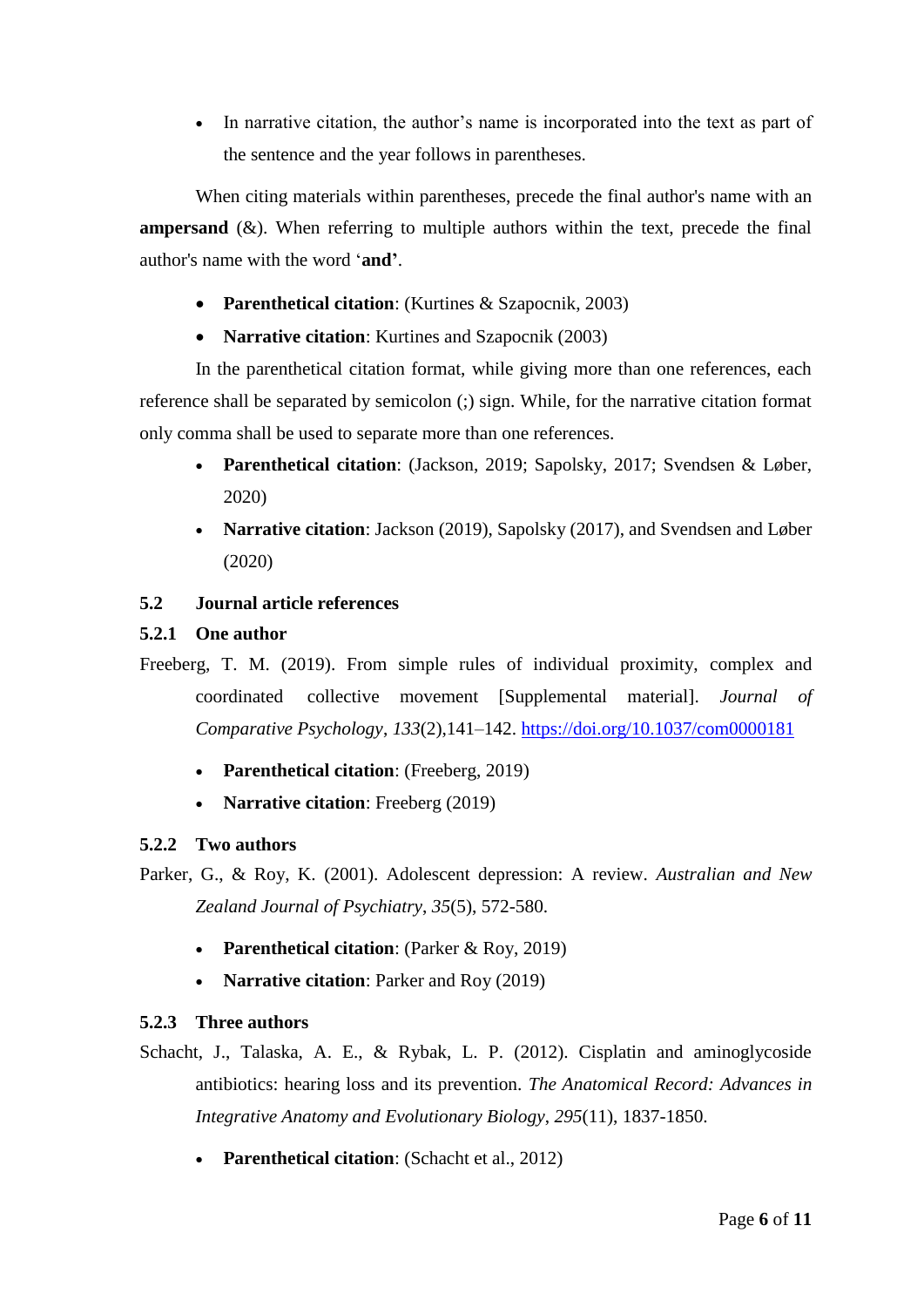- In narrative citation, the author's name is incorporated into the text as part of the sentence and the year follows in parentheses.

When citing materials within parentheses, precede the final author's name with an **ampersand** (&). When referring to multiple authors within the text, precede the final author's name with the word '**and**'.

- **Parenthetical citation**: (Kurtines & Szapocnik, 2003)
- **Narrative citation**: Kurtines and Szapocnik (2003)

In the parenthetical citation format, while giving more than one references, each reference shall be separated by semicolon (;) sign. While, for the narrative citation format only comma shall be used to separate more than one references.

- **Parenthetical citation**: (Jackson, 2019; Sapolsky, 2017; Svendsen & Løber, 2020)
- **Narrative citation**: Jackson (2019), Sapolsky (2017), and Svendsen and Løber (2020)

### 5.2 Journal article references

#### 5.2.1 One author

Freeberg, T. M. (2019). From simple rules of individual proximity, complex and coordinated collective movement [Supplemental material]. *Journal of Comparative Psychology*, *133*(2),141–142. https://doi.org/10.1037/com0000181

- **Parenthetical citation**: (Freeberg, 2019)
- **Narrative citation**: Freeberg (2019)

#### 5.2.2 Two authors

Parker, G., & Roy, K. (2001). Adolescent depression: A review. *Australian and New Zealand Journal of Psychiatry*, *35*(5), 572-580.

- **Parenthetical citation**: (Parker & Roy, 2019)
- **Narrative citation**: Parker and Roy (2019)

#### 5.2.3 Three authors

Schacht, J., Talaska, A. E., & Rybak, L. P. (2012). Cisplatin and aminoglycoside antibiotics: hearing loss and its prevention. *The Anatomical Record: Advances in Integrative Anatomy and Evolutionary Biology*, *295*(11), 1837-1850.

- **Parenthetical citation**: (Schacht et al., 2012)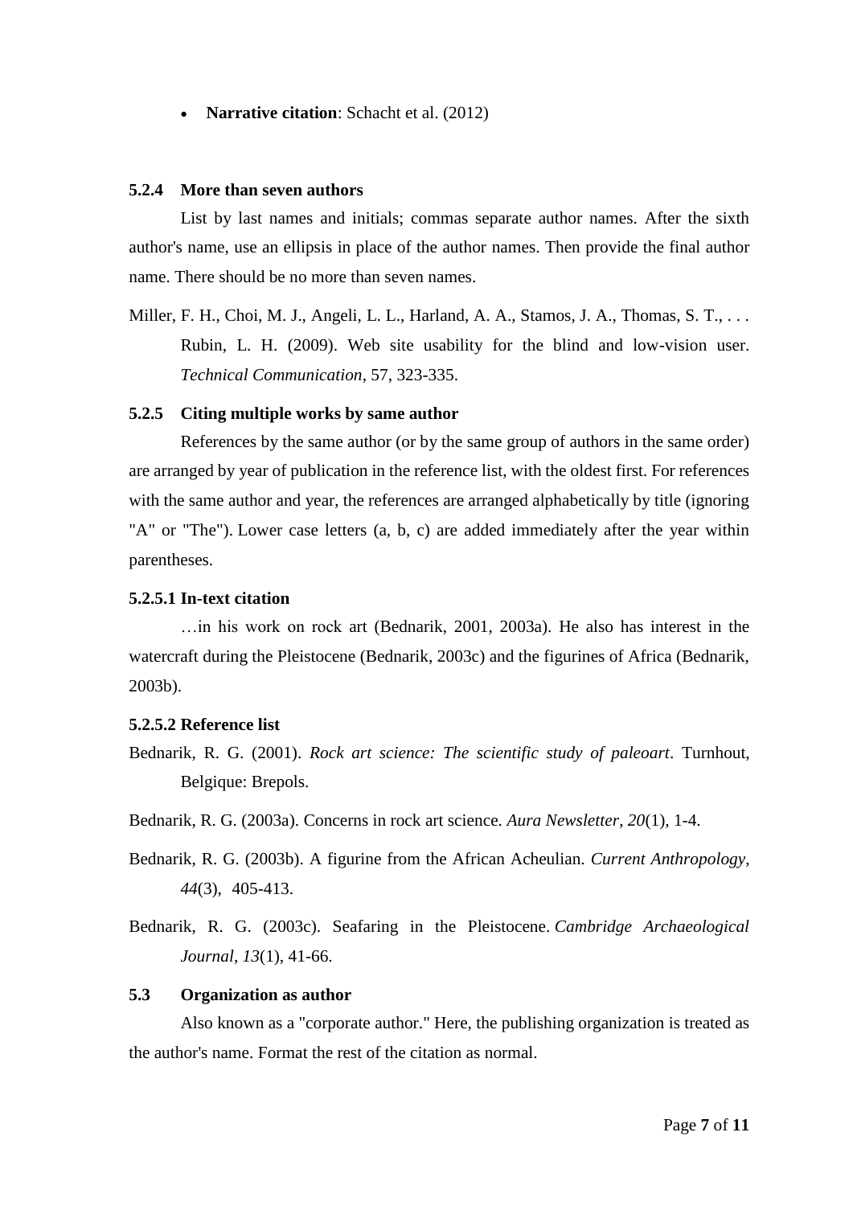- **Narrative citation**: Schacht et al. (2012)

### 5.2.4 More than seven authors

List by last names and initials; commas separate author names. After the sixth author's name, use an ellipsis in place of the author names. Then provide the final author name. There should be no more than seven names.

Miller, F. H., Choi, M. J., Angeli, L. L., Harland, A. A., Stamos, J. A., Thomas, S. T., . . . Rubin, L. H. (2009). Web site usability for the blind and low-vision user. *Technical Communication*, 57, 323-335.

### 5.2.5 Citing multiple works by same author

References by the same author (or by the same group of authors in the same order) are arranged by year of publication in the reference list, with the oldest first. For references with the same author and year, the references are arranged alphabetically by title (ignoring "A" or "The"). Lower case letters (a, b, c) are added immediately after the year within parentheses.

#### 5.2.5.1 In-text citation

…in his work on rock art (Bednarik, 2001, 2003a). He also has interest in the watercraft during the Pleistocene (Bednarik, 2003c) and the figurines of Africa (Bednarik, 2003b).

#### 5.2.5.2 Reference list

Bednarik, R. G. (2001). *Rock art science: The scientific study of paleoart*. Turnhout, Belgique: Brepols.

Bednarik, R. G. (2003a). Concerns in rock art science. *Aura Newsletter*, *20*(1), 1-4.

Bednarik, R. G. (2003b). A figurine from the African Acheulian. *Current Anthropology*, *44*(3), 405-413.

Bednarik, R. G. (2003c). Seafaring in the Pleistocene. *Cambridge Archaeological Journal*, *13*(1), 41-66.

### 5.3 Organization as author

Also known as a "corporate author." Here, the publishing organization is treated as the author's name. Format the rest of the citation as normal.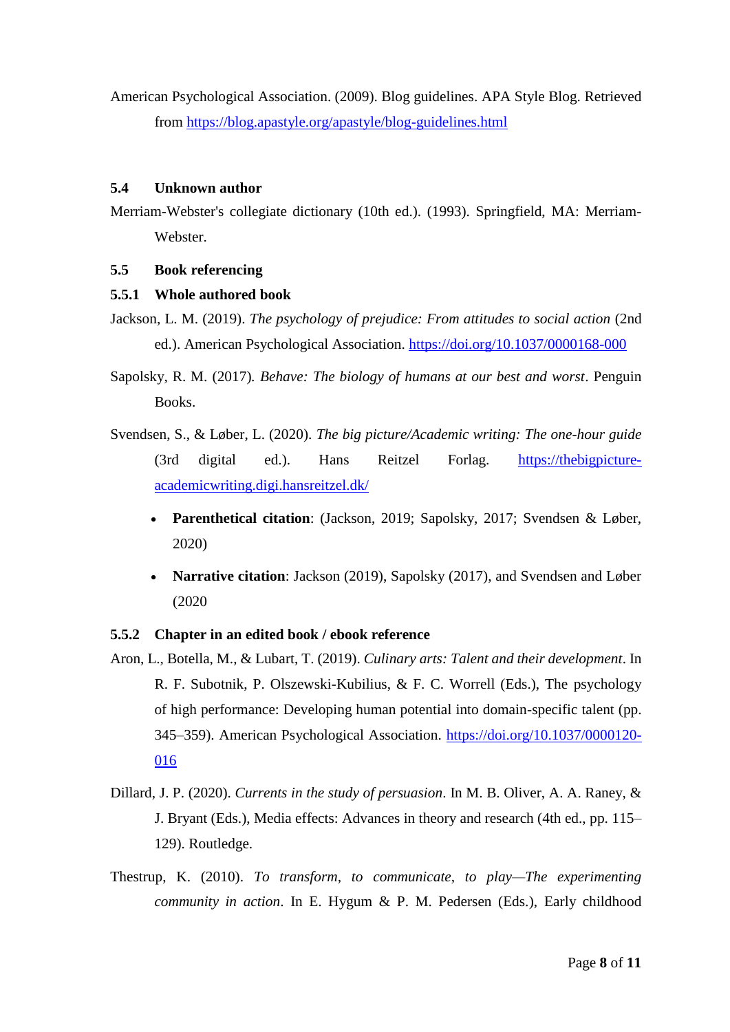American Psychological Association. (2009). Blog guidelines. APA Style Blog. Retrieved from https://blog.apastyle.org/apastyle/blog-guidelines.html

### 5.4 Unknown author

Merriam-Webster's collegiate dictionary (10th ed.). (1993). Springfield, MA: Merriam-Webster.

### 5.5 Book referencing

#### 5.5.1 Whole authored book

Jackson, L. M. (2019). *The psychology of prejudice: From attitudes to social action* (2nd ed.). American Psychological Association. https://doi.org/10.1037/0000168-000

Sapolsky, R. M. (2017). *Behave: The biology of humans at our best and worst*. Penguin Books.

Svendsen, S., & Løber, L. (2020). *The big picture/Academic writing: The one-hour guide* (3rd digital ed.). Hans Reitzel Forlag. https://thebigpicture-academicwriting.digi.hansreitzel.dk/

- **Parenthetical citation**: (Jackson, 2019; Sapolsky, 2017; Svendsen & Løber, 2020)
- **Narrative citation**: Jackson (2019), Sapolsky (2017), and Svendsen and Løber (2020

#### 5.5.2 Chapter in an edited book / ebook reference

Aron, L., Botella, M., & Lubart, T. (2019). *Culinary arts: Talent and their development*. In R. F. Subotnik, P. Olszewski-Kubilius, & F. C. Worrell (Eds.), The psychology of high performance: Developing human potential into domain-specific talent (pp. 345–359). American Psychological Association. https://doi.org/10.1037/0000120-016

Dillard, J. P. (2020). *Currents in the study of persuasion*. In M. B. Oliver, A. A. Raney, & J. Bryant (Eds.), Media effects: Advances in theory and research (4th ed., pp. 115–129). Routledge.

Thestrup, K. (2010). *To transform, to communicate, to play—The experimenting community in action*. In E. Hygum & P. M. Pedersen (Eds.), Early childhood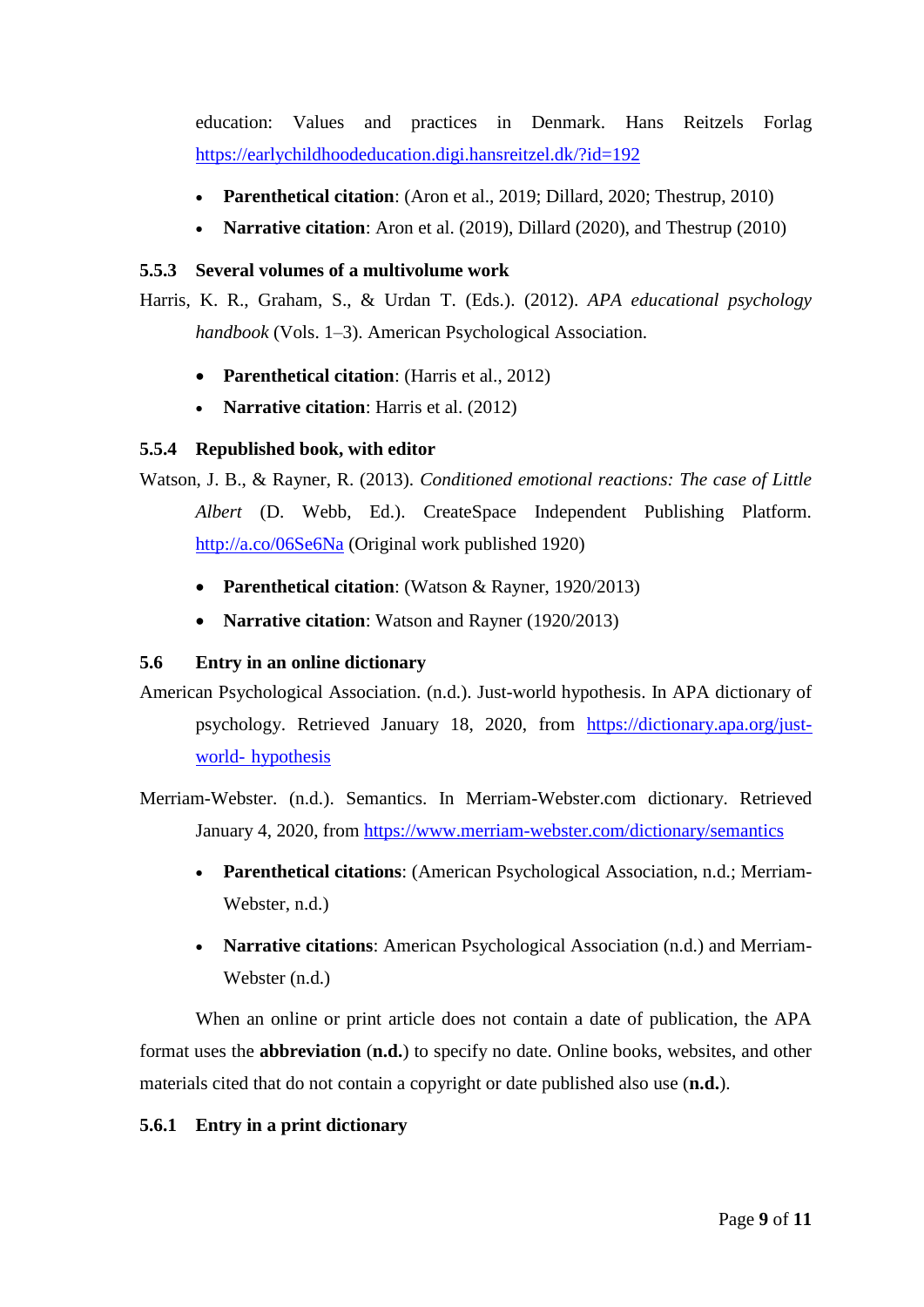education: Values and practices in Denmark. Hans Reitzels Forlag https://earlychildhoodeducation.digi.hansreitzel.dk/?id=192

- **Parenthetical citation**: (Aron et al., 2019; Dillard, 2020; Thestrup, 2010)
- **Narrative citation**: Aron et al. (2019), Dillard (2020), and Thestrup (2010)

### 5.5.3 Several volumes of a multivolume work

Harris, K. R., Graham, S., & Urdan T. (Eds.). (2012). *APA educational psychology handbook* (Vols. 1–3). American Psychological Association.

- **Parenthetical citation**: (Harris et al., 2012)
- **Narrative citation**: Harris et al. (2012)

### 5.5.4 Republished book, with editor

Watson, J. B., & Rayner, R. (2013). *Conditioned emotional reactions: The case of Little Albert* (D. Webb, Ed.). CreateSpace Independent Publishing Platform. http://a.co/06Se6Na (Original work published 1920)

- **Parenthetical citation**: (Watson & Rayner, 1920/2013)
- **Narrative citation**: Watson and Rayner (1920/2013)

## 5.6 Entry in an online dictionary

American Psychological Association. (n.d.). Just-world hypothesis. In APA dictionary of psychology. Retrieved January 18, 2020, from https://dictionary.apa.org/just-world- hypothesis

Merriam-Webster. (n.d.). Semantics. In Merriam-Webster.com dictionary. Retrieved January 4, 2020, from https://www.merriam-webster.com/dictionary/semantics

- **Parenthetical citations**: (American Psychological Association, n.d.; Merriam-Webster, n.d.)
- **Narrative citations**: American Psychological Association (n.d.) and Merriam-Webster (n.d.)

When an online or print article does not contain a date of publication, the APA format uses the **abbreviation** (**n.d.**) to specify no date. Online books, websites, and other materials cited that do not contain a copyright or date published also use (**n.d.**).

### 5.6.1 Entry in a print dictionary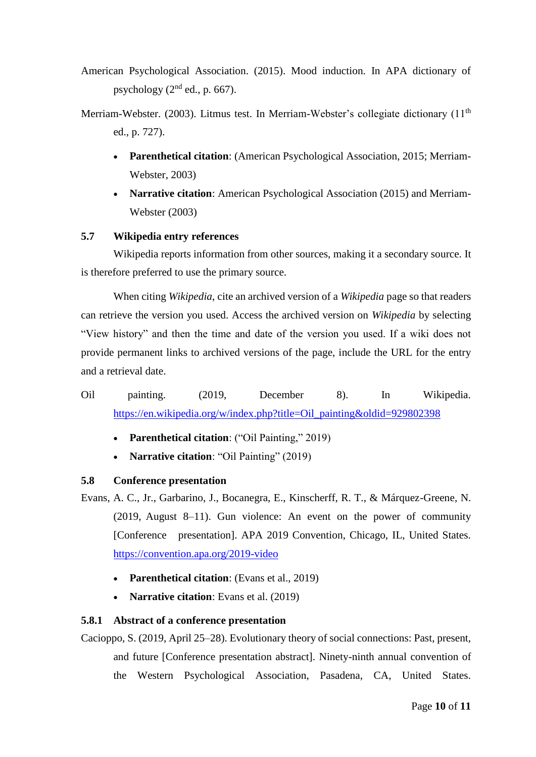American Psychological Association. (2015). Mood induction. In APA dictionary of psychology (2nd ed., p. 667).

Merriam-Webster. (2003). Litmus test. In Merriam-Webster's collegiate dictionary (11th ed., p. 727).

- **Parenthetical citation**: (American Psychological Association, 2015; Merriam-Webster, 2003)
- **Narrative citation**: American Psychological Association (2015) and Merriam-Webster (2003)

### 5.7 Wikipedia entry references

Wikipedia reports information from other sources, making it a secondary source. It is therefore preferred to use the primary source.

When citing *Wikipedia*, cite an archived version of a *Wikipedia* page so that readers can retrieve the version you used. Access the archived version on *Wikipedia* by selecting "View history" and then the time and date of the version you used. If a wiki does not provide permanent links to archived versions of the page, include the URL for the entry and a retrieval date.

Oil painting. (2019, December 8). In Wikipedia. https://en.wikipedia.org/w/index.php?title=Oil_painting&oldid=929802398

- **Parenthetical citation**: ("Oil Painting," 2019)
- **Narrative citation**: "Oil Painting" (2019)

### 5.8 Conference presentation

Evans, A. C., Jr., Garbarino, J., Bocanegra, E., Kinscherff, R. T., & Márquez-Greene, N. (2019, August 8–11). Gun violence: An event on the power of community [Conference presentation]. APA 2019 Convention, Chicago, IL, United States. https://convention.apa.org/2019-video

- **Parenthetical citation**: (Evans et al., 2019)
- **Narrative citation**: Evans et al. (2019)

#### 5.8.1 Abstract of a conference presentation

Cacioppo, S. (2019, April 25–28). Evolutionary theory of social connections: Past, present, and future [Conference presentation abstract]. Ninety-ninth annual convention of the Western Psychological Association, Pasadena, CA, United States.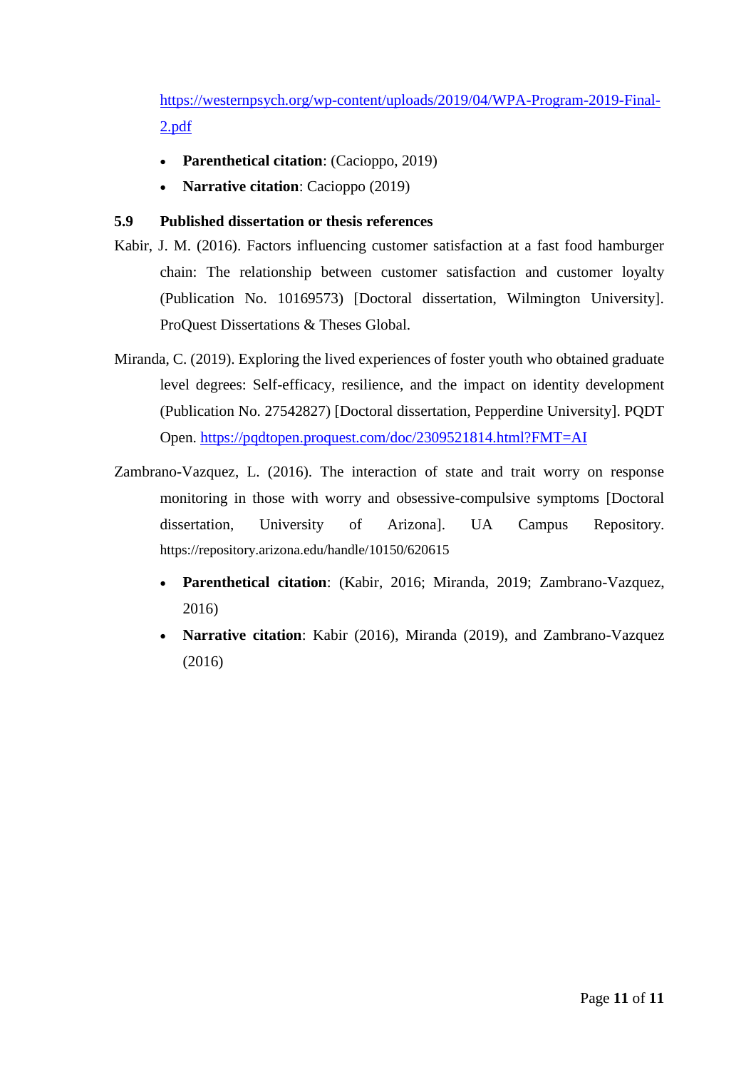https://westernpsych.org/wp-content/uploads/2019/04/WPA-Program-2019-Final-2.pdf

- **Parenthetical citation**: (Cacioppo, 2019)
- **Narrative citation**: Cacioppo (2019)

### 5.9 Published dissertation or thesis references

Kabir, J. M. (2016). Factors influencing customer satisfaction at a fast food hamburger chain: The relationship between customer satisfaction and customer loyalty (Publication No. 10169573) [Doctoral dissertation, Wilmington University]. ProQuest Dissertations & Theses Global.

Miranda, C. (2019). Exploring the lived experiences of foster youth who obtained graduate level degrees: Self-efficacy, resilience, and the impact on identity development (Publication No. 27542827) [Doctoral dissertation, Pepperdine University]. PQDT Open. https://pqdtopen.proquest.com/doc/2309521814.html?FMT=AI

Zambrano-Vazquez, L. (2016). The interaction of state and trait worry on response monitoring in those with worry and obsessive-compulsive symptoms [Doctoral dissertation, University of Arizona]. UA Campus Repository. https://repository.arizona.edu/handle/10150/620615

- **Parenthetical citation**: (Kabir, 2016; Miranda, 2019; Zambrano-Vazquez, 2016)
- **Narrative citation**: Kabir (2016), Miranda (2019), and Zambrano-Vazquez (2016)